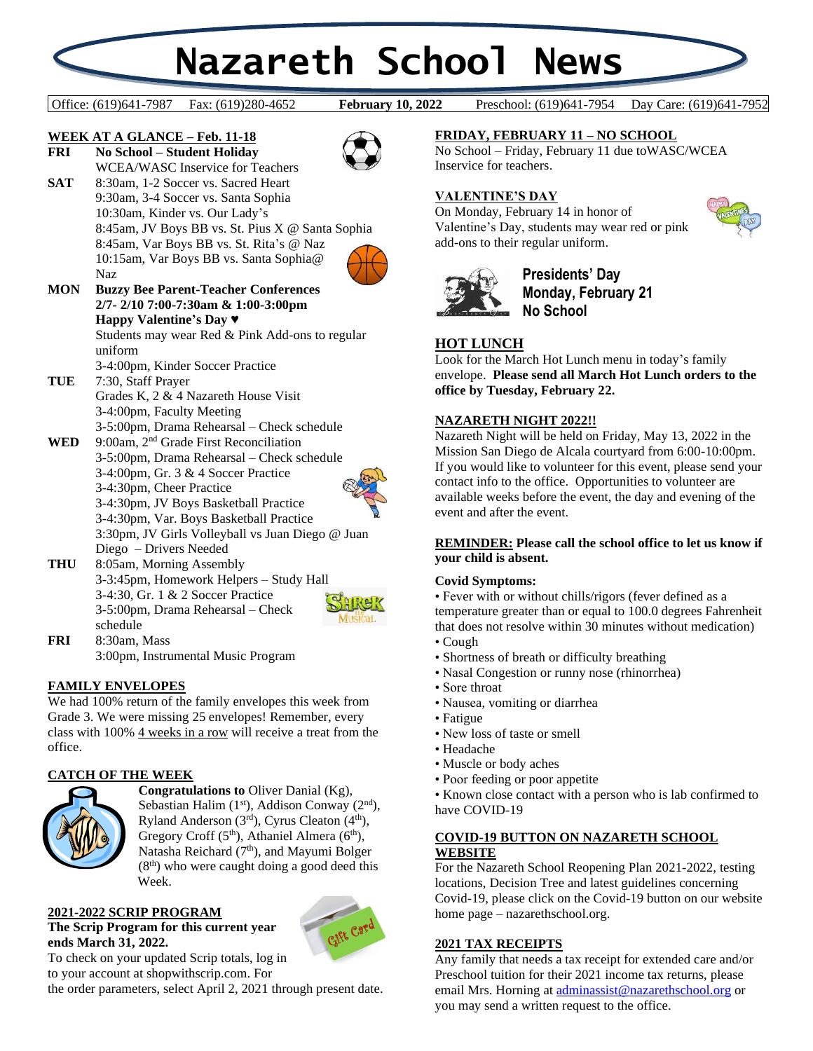# Nazareth School News

Office: (619)641-7987 Fax: (619)280-4652 **February 10, 2022** Preschool: (619)641-7954 Day Care: (619)641-7952

## WEEK AT A GLANCE – Feb. 11-18

**FRI** **No School – Student Holiday**
WCEA/WASC Inservice for Teachers

**SAT** 8:30am, 1-2 Soccer vs. Sacred Heart
9:30am, 3-4 Soccer vs. Santa Sophia
10:30am, Kinder vs. Our Lady's
8:45am, JV Boys BB vs. St. Pius X @ Santa Sophia
8:45am, Var Boys BB vs. St. Rita's @ Naz
10:15am, Var Boys BB vs. Santa Sophia@ Naz

**MON** **Buzzy Bee Parent-Teacher Conferences**
**2/7- 2/10 7:00-7:30am & 1:00-3:00pm**
**Happy Valentine's Day ♥**
Students may wear Red & Pink Add-ons to regular uniform
3-4:00pm, Kinder Soccer Practice

**TUE** 7:30, Staff Prayer
Grades K, 2 & 4 Nazareth House Visit
3-4:00pm, Faculty Meeting
3-5:00pm, Drama Rehearsal – Check schedule

**WED** 9:00am, 2nd Grade First Reconciliation
3-5:00pm, Drama Rehearsal – Check schedule
3-4:00pm, Gr. 3 & 4 Soccer Practice
3-4:30pm, Cheer Practice
3-4:30pm, JV Boys Basketball Practice
3-4:30pm, Var. Boys Basketball Practice
3:30pm, JV Girls Volleyball vs Juan Diego @ Juan Diego – Drivers Needed

**THU** 8:05am, Morning Assembly
3-3:45pm, Homework Helpers – Study Hall
3-4:30, Gr. 1 & 2 Soccer Practice
3-5:00pm, Drama Rehearsal – Check schedule

**FRI** 8:30am, Mass
3:00pm, Instrumental Music Program

## FAMILY ENVELOPES

We had 100% return of the family envelopes this week from Grade 3. We were missing 25 envelopes! Remember, every class with 100% 4 weeks in a row will receive a treat from the office.

## CATCH OF THE WEEK

**Congratulations to** Oliver Danial (Kg), Sebastian Halim (1st), Addison Conway (2nd), Ryland Anderson (3rd), Cyrus Cleaton (4th), Gregory Croff (5th), Athaniel Almera (6th), Natasha Reichard (7th), and Mayumi Bolger (8th) who were caught doing a good deed this Week.

## 2021-2022 SCRIP PROGRAM

**The Scrip Program for this current year ends March 31, 2022.**
To check on your updated Scrip totals, log in to your account at shopwithscrip.com. For the order parameters, select April 2, 2021 through present date.

## FRIDAY, FEBRUARY 11 – NO SCHOOL

No School – Friday, February 11 due toWASC/WCEA Inservice for teachers.

## VALENTINE'S DAY

On Monday, February 14 in honor of Valentine's Day, students may wear red or pink add-ons to their regular uniform.

**Presidents' Day**
**Monday, February 21**
**No School**

## HOT LUNCH

Look for the March Hot Lunch menu in today's family envelope. **Please send all March Hot Lunch orders to the office by Tuesday, February 22.**

## NAZARETH NIGHT 2022!!

Nazareth Night will be held on Friday, May 13, 2022 in the Mission San Diego de Alcala courtyard from 6:00-10:00pm. If you would like to volunteer for this event, please send your contact info to the office. Opportunities to volunteer are available weeks before the event, the day and evening of the event and after the event.

**REMINDER: Please call the school office to let us know if your child is absent.**

**Covid Symptoms:**

- Fever with or without chills/rigors (fever defined as a temperature greater than or equal to 100.0 degrees Fahrenheit that does not resolve within 30 minutes without medication)
- Cough
- Shortness of breath or difficulty breathing
- Nasal Congestion or runny nose (rhinorrhea)
- Sore throat
- Nausea, vomiting or diarrhea
- Fatigue
- New loss of taste or smell
- Headache
- Muscle or body aches
- Poor feeding or poor appetite
- Known close contact with a person who is lab confirmed to have COVID-19

## COVID-19 BUTTON ON NAZARETH SCHOOL WEBSITE

For the Nazareth School Reopening Plan 2021-2022, testing locations, Decision Tree and latest guidelines concerning Covid-19, please click on the Covid-19 button on our website home page – nazarethschool.org.

## 2021 TAX RECEIPTS

Any family that needs a tax receipt for extended care and/or Preschool tuition for their 2021 income tax returns, please email Mrs. Horning at adminassist@nazarethschool.org or you may send a written request to the office.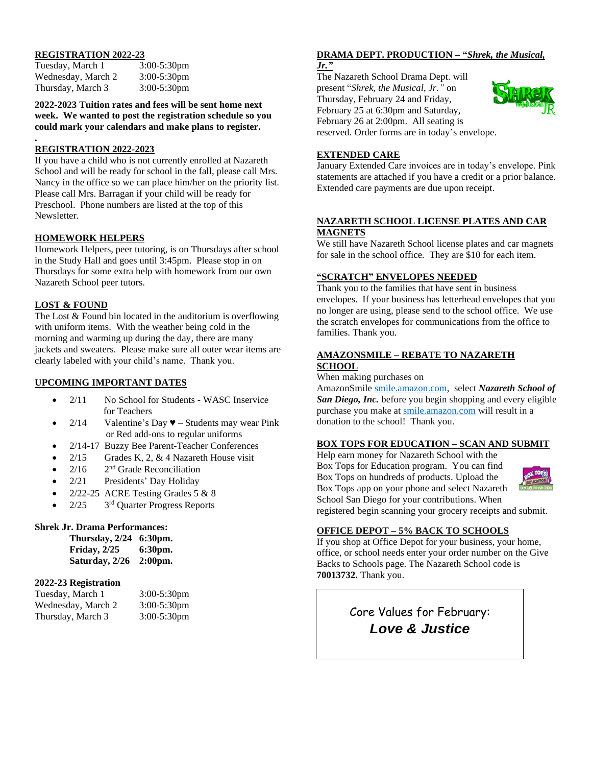## REGISTRATION 2022-23

| | |
|---|---|
| Tuesday, March 1 | 3:00-5:30pm |
| Wednesday, March 2 | 3:00-5:30pm |
| Thursday, March 3 | 3:00-5:30pm |

**2022-2023 Tuition rates and fees will be sent home next week. We wanted to post the registration schedule so you could mark your calendars and make plans to register.**

## REGISTRATION 2022-2023

If you have a child who is not currently enrolled at Nazareth School and will be ready for school in the fall, please call Mrs. Nancy in the office so we can place him/her on the priority list. Please call Mrs. Barragan if your child will be ready for Preschool. Phone numbers are listed at the top of this Newsletter.

## HOMEWORK HELPERS

Homework Helpers, peer tutoring, is on Thursdays after school in the Study Hall and goes until 3:45pm. Please stop in on Thursdays for some extra help with homework from our own Nazareth School peer tutors.

## LOST & FOUND

The Lost & Found bin located in the auditorium is overflowing with uniform items. With the weather being cold in the morning and warming up during the day, there are many jackets and sweaters. Please make sure all outer wear items are clearly labeled with your child's name. Thank you.

## UPCOMING IMPORTANT DATES

- 2/11 No School for Students - WASC Inservice for Teachers
- 2/14 Valentine's Day ♥ – Students may wear Pink or Red add-ons to regular uniforms
- 2/14-17 Buzzy Bee Parent-Teacher Conferences
- 2/15 Grades K, 2, & 4 Nazareth House visit
- 2/16 2nd Grade Reconciliation
- 2/21 Presidents' Day Holiday
- 2/22-25 ACRE Testing Grades 5 & 8
- 2/25 3rd Quarter Progress Reports

**Shrek Jr. Drama Performances:**

| | |
|---|---|
| **Thursday, 2/24** | **6:30pm.** |
| **Friday, 2/25** | **6:30pm.** |
| **Saturday, 2/26** | **2:00pm.** |

**2022-23 Registration**

| | |
|---|---|
| Tuesday, March 1 | 3:00-5:30pm |
| Wednesday, March 2 | 3:00-5:30pm |
| Thursday, March 3 | 3:00-5:30pm |

## DRAMA DEPT. PRODUCTION – "*Shrek, the Musical, Jr.*"

The Nazareth School Drama Dept. will present "*Shrek, the Musical, Jr.*" on Thursday, February 24 and Friday, February 25 at 6:30pm and Saturday, February 26 at 2:00pm. All seating is reserved. Order forms are in today's envelope.

## EXTENDED CARE

January Extended Care invoices are in today's envelope. Pink statements are attached if you have a credit or a prior balance. Extended care payments are due upon receipt.

## NAZARETH SCHOOL LICENSE PLATES AND CAR MAGNETS

We still have Nazareth School license plates and car magnets for sale in the school office. They are $10 for each item.

## "SCRATCH" ENVELOPES NEEDED

Thank you to the families that have sent in business envelopes. If your business has letterhead envelopes that you no longer are using, please send to the school office. We use the scratch envelopes for communications from the office to families. Thank you.

## AMAZONSMILE – REBATE TO NAZARETH SCHOOL

When making purchases on AmazonSmile smile.amazon.com, select ***Nazareth School of San Diego, Inc.*** before you begin shopping and every eligible purchase you make at smile.amazon.com will result in a donation to the school! Thank you.

## BOX TOPS FOR EDUCATION – SCAN AND SUBMIT

Help earn money for Nazareth School with the Box Tops for Education program. You can find Box Tops on hundreds of products. Upload the Box Tops app on your phone and select Nazareth School San Diego for your contributions. When registered begin scanning your grocery receipts and submit.

## OFFICE DEPOT – 5% BACK TO SCHOOLS

If you shop at Office Depot for your business, your home, office, or school needs enter your order number on the Give Backs to Schools page. The Nazareth School code is **70013732.** Thank you.

Core Values for February:
***Love & Justice***